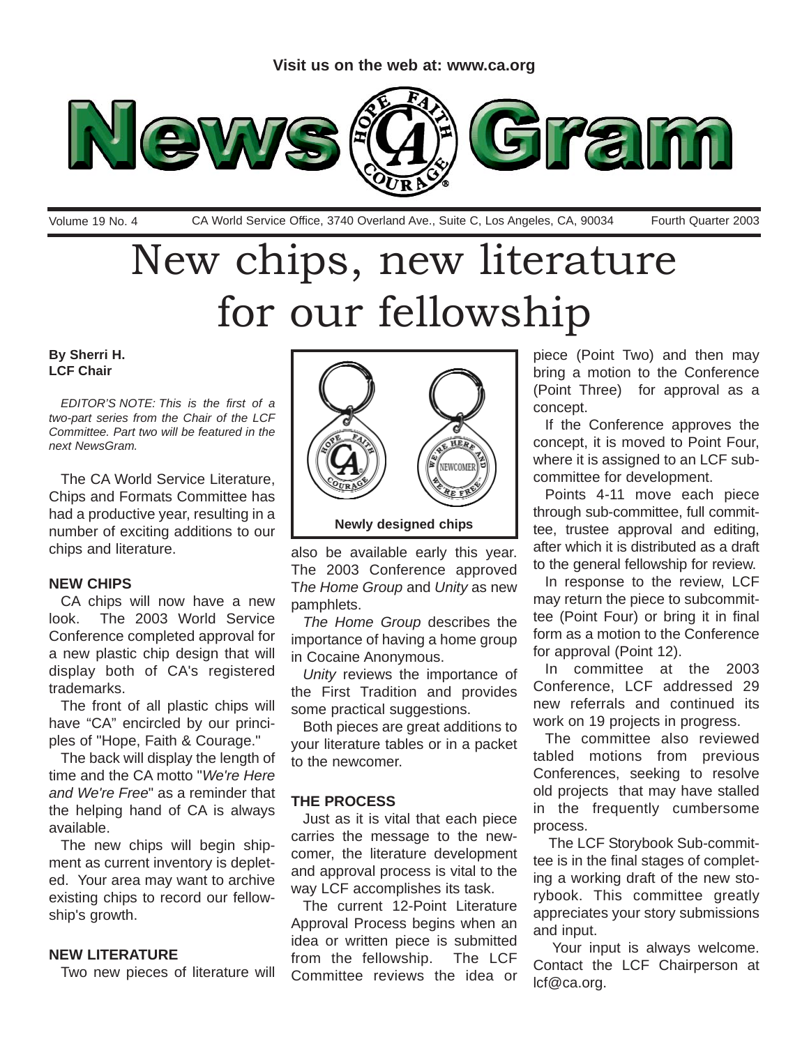Visit us on the web at: www.ca.org

# NewsGram

Volume 19 No. 4 — CA World Service Office, 3740 Overland Ave., Suite C, Los Angeles, CA, 90034 — Fourth Quarter 2003

# New chips, new literature for our fellowship

**By Sherri H.**
**LCF Chair**

*EDITOR'S NOTE: This is the first of a two-part series from the Chair of the LCF Committee. Part two will be featured in the next NewsGram.*

The CA World Service Literature, Chips and Formats Committee has had a productive year, resulting in a number of exciting additions to our chips and literature.

## NEW CHIPS

CA chips will now have a new look. The 2003 World Service Conference completed approval for a new plastic chip design that will display both of CA's registered trademarks.

The front of all plastic chips will have "CA" encircled by our principles of "Hope, Faith & Courage."

The back will display the length of time and the CA motto "*We're Here and We're Free*" as a reminder that the helping hand of CA is always available.

The new chips will begin shipment as current inventory is depleted. Your area may want to archive existing chips to record our fellowship's growth.

**Newly designed chips**

## NEW LITERATURE

Two new pieces of literature will also be available early this year. The 2003 Conference approved T*he Home Group* and *Unity* as new pamphlets.

*The Home Group* describes the importance of having a home group in Cocaine Anonymous.

*Unity* reviews the importance of the First Tradition and provides some practical suggestions.

Both pieces are great additions to your literature tables or in a packet to the newcomer.

## THE PROCESS

Just as it is vital that each piece carries the message to the newcomer, the literature development and approval process is vital to the way LCF accomplishes its task.

The current 12-Point Literature Approval Process begins when an idea or written piece is submitted from the fellowship. The LCF Committee reviews the idea or piece (Point Two) and then may bring a motion to the Conference (Point Three) for approval as a concept.

If the Conference approves the concept, it is moved to Point Four, where it is assigned to an LCF subcommittee for development.

Points 4-11 move each piece through sub-committee, full committee, trustee approval and editing, after which it is distributed as a draft to the general fellowship for review.

In response to the review, LCF may return the piece to subcommittee (Point Four) or bring it in final form as a motion to the Conference for approval (Point 12).

In committee at the 2003 Conference, LCF addressed 29 new referrals and continued its work on 19 projects in progress.

The committee also reviewed tabled motions from previous Conferences, seeking to resolve old projects that may have stalled in the frequently cumbersome process.

The LCF Storybook Sub-committee is in the final stages of completing a working draft of the new storybook. This committee greatly appreciates your story submissions and input.

Your input is always welcome. Contact the LCF Chairperson at lcf@ca.org.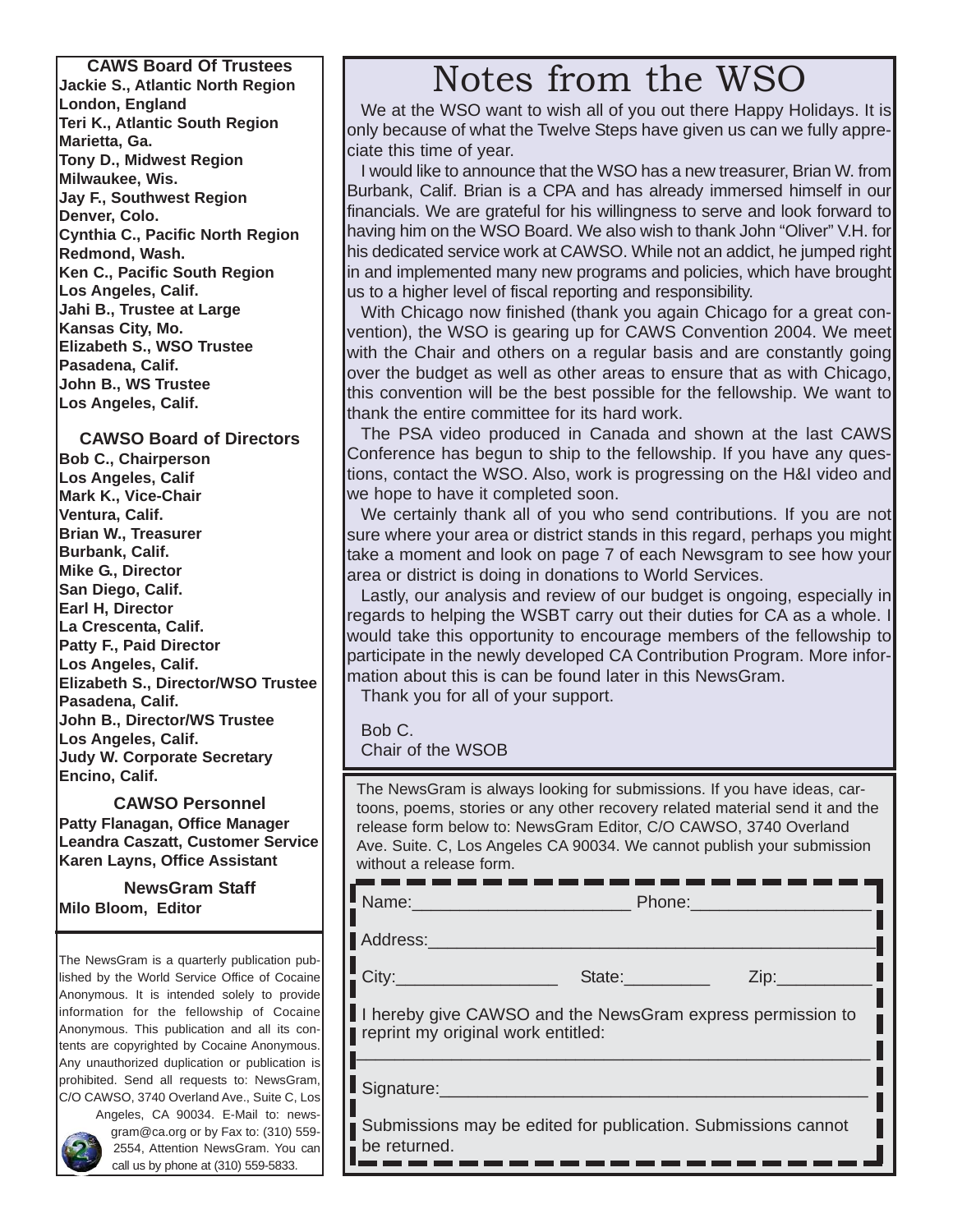### CAWS Board Of Trustees

**Jackie S., Atlantic North Region**
**London, England**
**Teri K., Atlantic South Region**
**Marietta, Ga.**
**Tony D., Midwest Region**
**Milwaukee, Wis.**
**Jay F., Southwest Region**
**Denver, Colo.**
**Cynthia C., Pacific North Region**
**Redmond, Wash.**
**Ken C., Pacific South Region**
**Los Angeles, Calif.**
**Jahi B., Trustee at Large**
**Kansas City, Mo.**
**Elizabeth S., WSO Trustee**
**Pasadena, Calif.**
**John B., WS Trustee**
**Los Angeles, Calif.**

### CAWSO Board of Directors

**Bob C., Chairperson**
**Los Angeles, Calif**
**Mark K., Vice-Chair**
**Ventura, Calif.**
**Brian W., Treasurer**
**Burbank, Calif.**
**Mike G., Director**
**San Diego, Calif.**
**Earl H, Director**
**La Crescenta, Calif.**
**Patty F., Paid Director**
**Los Angeles, Calif.**
**Elizabeth S., Director/WSO Trustee**
**Pasadena, Calif.**
**John B., Director/WS Trustee**
**Los Angeles, Calif.**
**Judy W. Corporate Secretary**
**Encino, Calif.**

### CAWSO Personnel

**Patty Flanagan, Office Manager**
**Leandra Caszatt, Customer Service**
**Karen Layns, Office Assistant**

### NewsGram Staff

**Milo Bloom, Editor**

The NewsGram is a quarterly publication published by the World Service Office of Cocaine Anonymous. It is intended solely to provide information for the fellowship of Cocaine Anonymous. This publication and all its contents are copyrighted by Cocaine Anonymous. Any unauthorized duplication or publication is prohibited. Send all requests to: NewsGram, C/O CAWSO, 3740 Overland Ave., Suite C, Los Angeles, CA 90034. E-Mail to: newsgram@ca.org or by Fax to: (310) 559-2554, Attention NewsGram. You can call us by phone at (310) 559-5833.

# Notes from the WSO

We at the WSO want to wish all of you out there Happy Holidays. It is only because of what the Twelve Steps have given us can we fully appreciate this time of year.

I would like to announce that the WSO has a new treasurer, Brian W. from Burbank, Calif. Brian is a CPA and has already immersed himself in our financials. We are grateful for his willingness to serve and look forward to having him on the WSO Board. We also wish to thank John "Oliver" V.H. for his dedicated service work at CAWSO. While not an addict, he jumped right in and implemented many new programs and policies, which have brought us to a higher level of fiscal reporting and responsibility.

With Chicago now finished (thank you again Chicago for a great convention), the WSO is gearing up for CAWS Convention 2004. We meet with the Chair and others on a regular basis and are constantly going over the budget as well as other areas to ensure that as with Chicago, this convention will be the best possible for the fellowship. We want to thank the entire committee for its hard work.

The PSA video produced in Canada and shown at the last CAWS Conference has begun to ship to the fellowship. If you have any questions, contact the WSO. Also, work is progressing on the H&I video and we hope to have it completed soon.

We certainly thank all of you who send contributions. If you are not sure where your area or district stands in this regard, perhaps you might take a moment and look on page 7 of each Newsgram to see how your area or district is doing in donations to World Services.

Lastly, our analysis and review of our budget is ongoing, especially in regards to helping the WSBT carry out their duties for CA as a whole. I would take this opportunity to encourage members of the fellowship to participate in the newly developed CA Contribution Program. More information about this is can be found later in this NewsGram.

Thank you for all of your support.

Bob C.
Chair of the WSOB

The NewsGram is always looking for submissions. If you have ideas, cartoons, poems, stories or any other recovery related material send it and the release form below to: NewsGram Editor, C/O CAWSO, 3740 Overland Ave. Suite. C, Los Angeles CA 90034. We cannot publish your submission without a release form.

Name:______________________ Phone:__________________

Address:____________________________________________

City:________________ State:_________ Zip:__________

I hereby give CAWSO and the NewsGram express permission to reprint my original work entitled:

_____________________________________________________

Signature:___________________________________________

Submissions may be edited for publication. Submissions cannot be returned.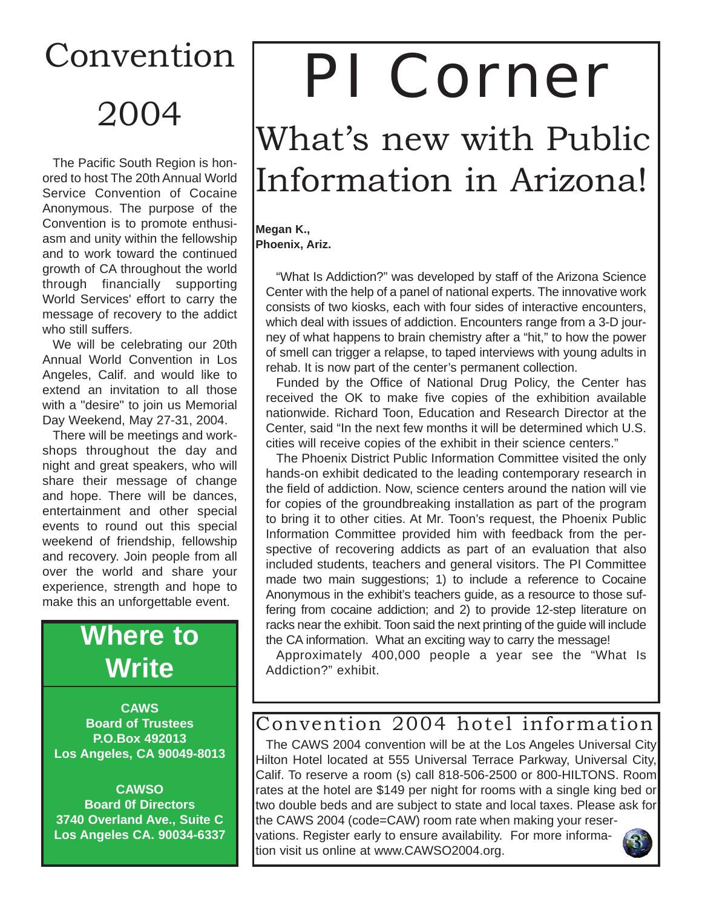# Convention 2004

The Pacific South Region is honored to host The 20th Annual World Service Convention of Cocaine Anonymous. The purpose of the Convention is to promote enthusiasm and unity within the fellowship and to work toward the continued growth of CA throughout the world through financially supporting World Services' effort to carry the message of recovery to the addict who still suffers.

We will be celebrating our 20th Annual World Convention in Los Angeles, Calif. and would like to extend an invitation to all those with a "desire" to join us Memorial Day Weekend, May 27-31, 2004.

There will be meetings and workshops throughout the day and night and great speakers, who will share their message of change and hope. There will be dances, entertainment and other special events to round out this special weekend of friendship, fellowship and recovery. Join people from all over the world and share your experience, strength and hope to make this an unforgettable event.

## Where to Write

**CAWS**
**Board of Trustees**
**P.O.Box 492013**
**Los Angeles, CA 90049-8013**

**CAWSO**
**Board 0f Directors**
**3740 Overland Ave., Suite C**
**Los Angeles CA. 90034-6337**

# PI Corner

## What's new with Public Information in Arizona!

**Megan K.,**
**Phoenix, Ariz.**

"What Is Addiction?" was developed by staff of the Arizona Science Center with the help of a panel of national experts. The innovative work consists of two kiosks, each with four sides of interactive encounters, which deal with issues of addiction. Encounters range from a 3-D journey of what happens to brain chemistry after a "hit," to how the power of smell can trigger a relapse, to taped interviews with young adults in rehab. It is now part of the center's permanent collection.

Funded by the Office of National Drug Policy, the Center has received the OK to make five copies of the exhibition available nationwide. Richard Toon, Education and Research Director at the Center, said "In the next few months it will be determined which U.S. cities will receive copies of the exhibit in their science centers."

The Phoenix District Public Information Committee visited the only hands-on exhibit dedicated to the leading contemporary research in the field of addiction. Now, science centers around the nation will vie for copies of the groundbreaking installation as part of the program to bring it to other cities. At Mr. Toon's request, the Phoenix Public Information Committee provided him with feedback from the perspective of recovering addicts as part of an evaluation that also included students, teachers and general visitors. The PI Committee made two main suggestions; 1) to include a reference to Cocaine Anonymous in the exhibit's teachers guide, as a resource to those suffering from cocaine addiction; and 2) to provide 12-step literature on racks near the exhibit. Toon said the next printing of the guide will include the CA information. What an exciting way to carry the message!

Approximately 400,000 people a year see the "What Is Addiction?" exhibit.

## Convention 2004 hotel information

The CAWS 2004 convention will be at the Los Angeles Universal City Hilton Hotel located at 555 Universal Terrace Parkway, Universal City, Calif. To reserve a room (s) call 818-506-2500 or 800-HILTONS. Room rates at the hotel are $149 per night for rooms with a single king bed or two double beds and are subject to state and local taxes. Please ask for the CAWS 2004 (code=CAW) room rate when making your reservations. Register early to ensure availability. For more information visit us online at www.CAWSO2004.org.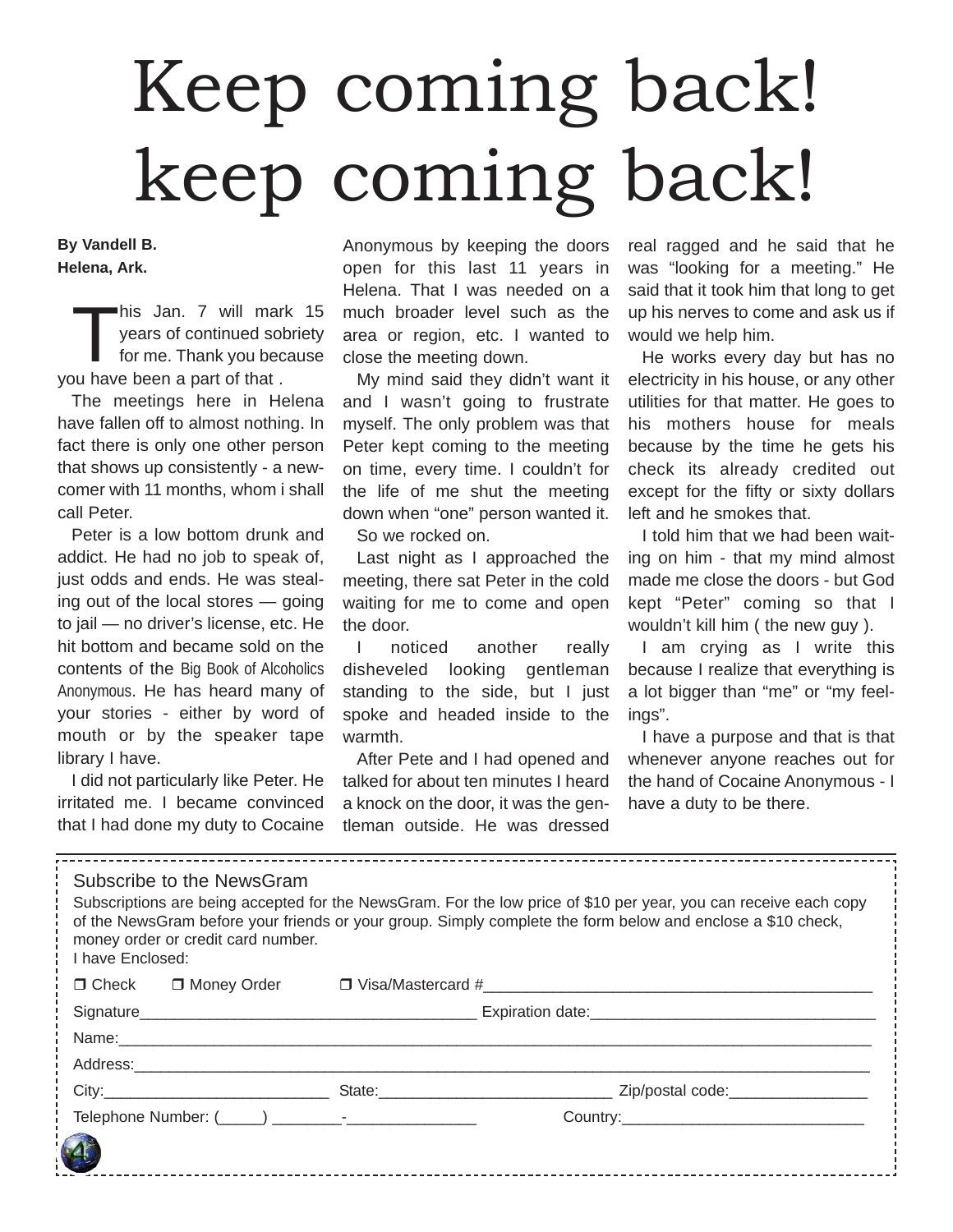# Keep coming back! keep coming back!

**By Vandell B.**
**Helena, Ark.**

This Jan. 7 will mark 15 years of continued sobriety for me. Thank you because you have been a part of that .

The meetings here in Helena have fallen off to almost nothing. In fact there is only one other person that shows up consistently - a newcomer with 11 months, whom i shall call Peter.

Peter is a low bottom drunk and addict. He had no job to speak of, just odds and ends. He was stealing out of the local stores — going to jail — no driver's license, etc. He hit bottom and became sold on the contents of the Big Book of Alcoholics Anonymous. He has heard many of your stories - either by word of mouth or by the speaker tape library I have.

I did not particularly like Peter. He irritated me. I became convinced that I had done my duty to Cocaine Anonymous by keeping the doors open for this last 11 years in Helena. That I was needed on a much broader level such as the area or region, etc. I wanted to close the meeting down.

My mind said they didn't want it and I wasn't going to frustrate myself. The only problem was that Peter kept coming to the meeting on time, every time. I couldn't for the life of me shut the meeting down when "one" person wanted it.

So we rocked on.

Last night as I approached the meeting, there sat Peter in the cold waiting for me to come and open the door.

I noticed another really disheveled looking gentleman standing to the side, but I just spoke and headed inside to the warmth.

After Pete and I had opened and talked for about ten minutes I heard a knock on the door, it was the gentleman outside. He was dressed real ragged and he said that he was "looking for a meeting." He said that it took him that long to get up his nerves to come and ask us if would we help him.

He works every day but has no electricity in his house, or any other utilities for that matter. He goes to his mothers house for meals because by the time he gets his check its already credited out except for the fifty or sixty dollars left and he smokes that.

I told him that we had been waiting on him - that my mind almost made me close the doors - but God kept "Peter" coming so that I wouldn't kill him ( the new guy ).

I am crying as I write this because I realize that everything is a lot bigger than "me" or "my feelings".

I have a purpose and that is that whenever anyone reaches out for the hand of Cocaine Anonymous - I have a duty to be there.

---

Subscribe to the NewsGram

Subscriptions are being accepted for the NewsGram. For the low price of $10 per year, you can receive each copy of the NewsGram before your friends or your group. Simply complete the form below and enclose a $10 check, money order or credit card number.

I have Enclosed:

❒ Check ❒ Money Order ❒ Visa/Mastercard #_____________________________________________

Signature_______________________________________ Expiration date:________________________________

Name:______________________________________________________________________________________

Address:____________________________________________________________________________________

City:__________________________ State:___________________________ Zip/postal code:________________

Telephone Number: (_____) ________-_______________ Country:____________________________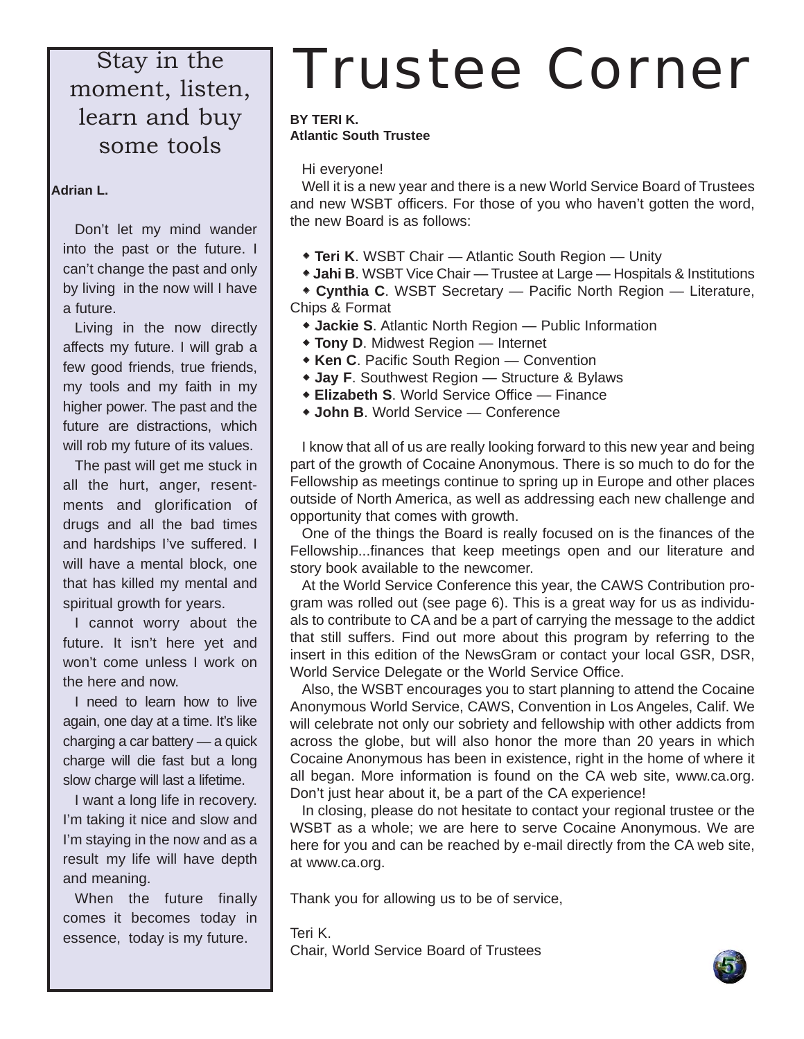# Trustee Corner

**BY TERI K.**
**Atlantic South Trustee**

Hi everyone!

Well it is a new year and there is a new World Service Board of Trustees and new WSBT officers. For those of you who haven't gotten the word, the new Board is as follows:

- **Teri K**. WSBT Chair — Atlantic South Region — Unity
- **Jahi B**. WSBT Vice Chair — Trustee at Large — Hospitals & Institutions
- **Cynthia C**. WSBT Secretary — Pacific North Region — Literature, Chips & Format
- **Jackie S**. Atlantic North Region — Public Information
- **Tony D**. Midwest Region — Internet
- **Ken C**. Pacific South Region — Convention
- **Jay F**. Southwest Region — Structure & Bylaws
- **Elizabeth S**. World Service Office — Finance
- **John B**. World Service — Conference

I know that all of us are really looking forward to this new year and being part of the growth of Cocaine Anonymous. There is so much to do for the Fellowship as meetings continue to spring up in Europe and other places outside of North America, as well as addressing each new challenge and opportunity that comes with growth.

One of the things the Board is really focused on is the finances of the Fellowship...finances that keep meetings open and our literature and story book available to the newcomer.

At the World Service Conference this year, the CAWS Contribution program was rolled out (see page 6). This is a great way for us as individuals to contribute to CA and be a part of carrying the message to the addict that still suffers. Find out more about this program by referring to the insert in this edition of the NewsGram or contact your local GSR, DSR, World Service Delegate or the World Service Office.

Also, the WSBT encourages you to start planning to attend the Cocaine Anonymous World Service, CAWS, Convention in Los Angeles, Calif. We will celebrate not only our sobriety and fellowship with other addicts from across the globe, but will also honor the more than 20 years in which Cocaine Anonymous has been in existence, right in the home of where it all began. More information is found on the CA web site, www.ca.org. Don't just hear about it, be a part of the CA experience!

In closing, please do not hesitate to contact your regional trustee or the WSBT as a whole; we are here to serve Cocaine Anonymous. We are here for you and can be reached by e-mail directly from the CA web site, at www.ca.org.

Thank you for allowing us to be of service,

Teri K.
Chair, World Service Board of Trustees

## Stay in the moment, listen, learn and buy some tools

**Adrian L.**

Don't let my mind wander into the past or the future. I can't change the past and only by living in the now will I have a future.

Living in the now directly affects my future. I will grab a few good friends, true friends, my tools and my faith in my higher power. The past and the future are distractions, which will rob my future of its values.

The past will get me stuck in all the hurt, anger, resentments and glorification of drugs and all the bad times and hardships I've suffered. I will have a mental block, one that has killed my mental and spiritual growth for years.

I cannot worry about the future. It isn't here yet and won't come unless I work on the here and now.

I need to learn how to live again, one day at a time. It's like charging a car battery — a quick charge will die fast but a long slow charge will last a lifetime.

I want a long life in recovery. I'm taking it nice and slow and I'm staying in the now and as a result my life will have depth and meaning.

When the future finally comes it becomes today in essence, today is my future.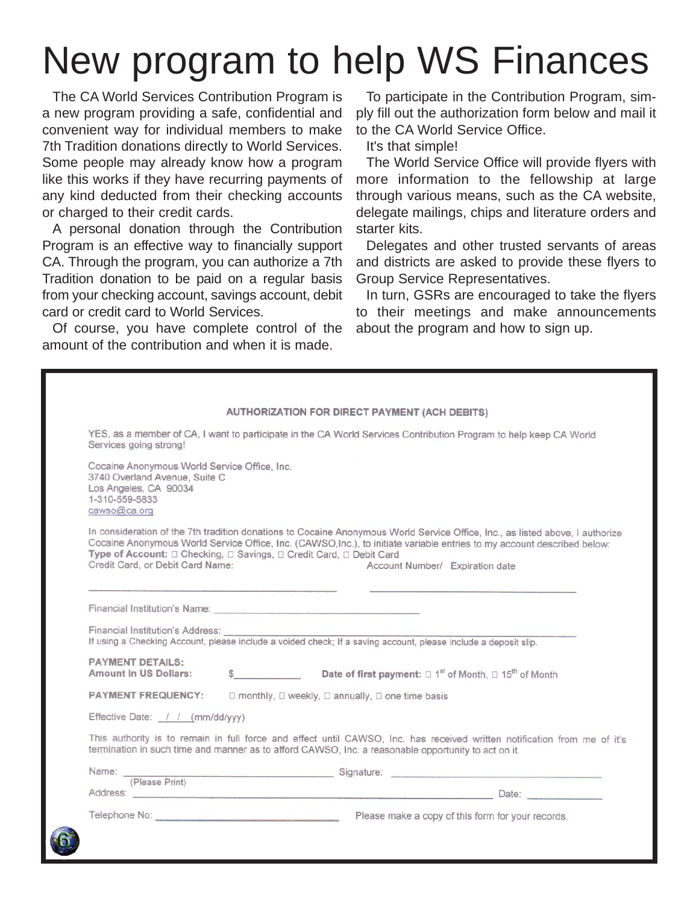# New program to help WS Finances

The CA World Services Contribution Program is a new program providing a safe, confidential and convenient way for individual members to make 7th Tradition donations directly to World Services. Some people may already know how a program like this works if they have recurring payments of any kind deducted from their checking accounts or charged to their credit cards.

A personal donation through the Contribution Program is an effective way to financially support CA. Through the program, you can authorize a 7th Tradition donation to be paid on a regular basis from your checking account, savings account, debit card or credit card to World Services.

Of course, you have complete control of the amount of the contribution and when it is made.

To participate in the Contribution Program, simply fill out the authorization form below and mail it to the CA World Service Office.

It's that simple!

The World Service Office will provide flyers with more information to the fellowship at large through various means, such as the CA website, delegate mailings, chips and literature orders and starter kits.

Delegates and other trusted servants of areas and districts are asked to provide these flyers to Group Service Representatives.

In turn, GSRs are encouraged to take the flyers to their meetings and make announcements about the program and how to sign up.

---

**AUTHORIZATION FOR DIRECT PAYMENT (ACH DEBITS)**

YES, as a member of CA, I want to participate in the CA World Services Contribution Program to help keep CA World Services going strong!

Cocaine Anonymous World Service Office, Inc.
3740 Overland Avenue, Suite C
Los Angeles, CA 90034
1-310-559-5833
cawso@ca.org

In consideration of the 7th tradition donations to Cocaine Anonymous World Service Office, Inc., as listed above, I authorize Cocaine Anonymous World Service Office, Inc. (CAWSO,Inc.), to initiate variable entries to my account described below:
**Type of Account:** ☐ Checking, ☐ Savings, ☐ Credit Card, ☐ Debit Card
Credit Card, or Debit Card Name: Account Number/ Expiration date

\_\_\_\_\_\_\_\_\_\_\_\_\_\_\_\_\_\_\_\_\_\_\_\_\_\_\_\_\_\_ \_\_\_\_\_\_\_\_\_\_\_\_\_\_\_\_\_\_\_\_\_\_\_\_\_\_\_\_\_\_

Financial Institution's Name: \_\_\_\_\_\_\_\_\_\_\_\_\_\_\_\_\_\_\_\_\_\_\_\_\_\_\_\_\_\_

Financial Institution's Address: \_\_\_\_\_\_\_\_\_\_\_\_\_\_\_\_\_\_\_\_\_\_\_\_\_\_\_\_\_\_
If using a Checking Account, please include a voided check; If a saving account, please include a deposit slip.

**PAYMENT DETAILS:**
**Amount in US Dollars:** $\_\_\_\_\_\_\_\_\_\_ **Date of first payment:** ☐ 1st of Month, ☐ 15th of Month

**PAYMENT FREQUENCY:** ☐ monthly, ☐ weekly, ☐ annually, ☐ one time basis

Effective Date: \_\_/\_\_/\_\_ (mm/dd/yyy)

This authority is to remain in full force and effect until CAWSO, Inc. has received written notification from me of it's termination in such time and manner as to afford CAWSO, Inc. a reasonable opportunity to act on it.

Name: \_\_\_\_\_\_\_\_\_\_\_\_\_\_\_\_\_\_\_\_\_\_\_\_\_\_\_\_\_\_ Signature: \_\_\_\_\_\_\_\_\_\_\_\_\_\_\_\_\_\_\_\_\_\_\_\_\_\_\_\_\_\_
(Please Print)
Address: \_\_\_\_\_\_\_\_\_\_\_\_\_\_\_\_\_\_\_\_\_\_\_\_\_\_\_\_\_\_ Date: \_\_\_\_\_\_\_\_\_\_

Telephone No: \_\_\_\_\_\_\_\_\_\_\_\_\_\_\_\_\_\_\_\_\_\_\_\_\_\_\_\_\_\_ Please make a copy of this form for your records.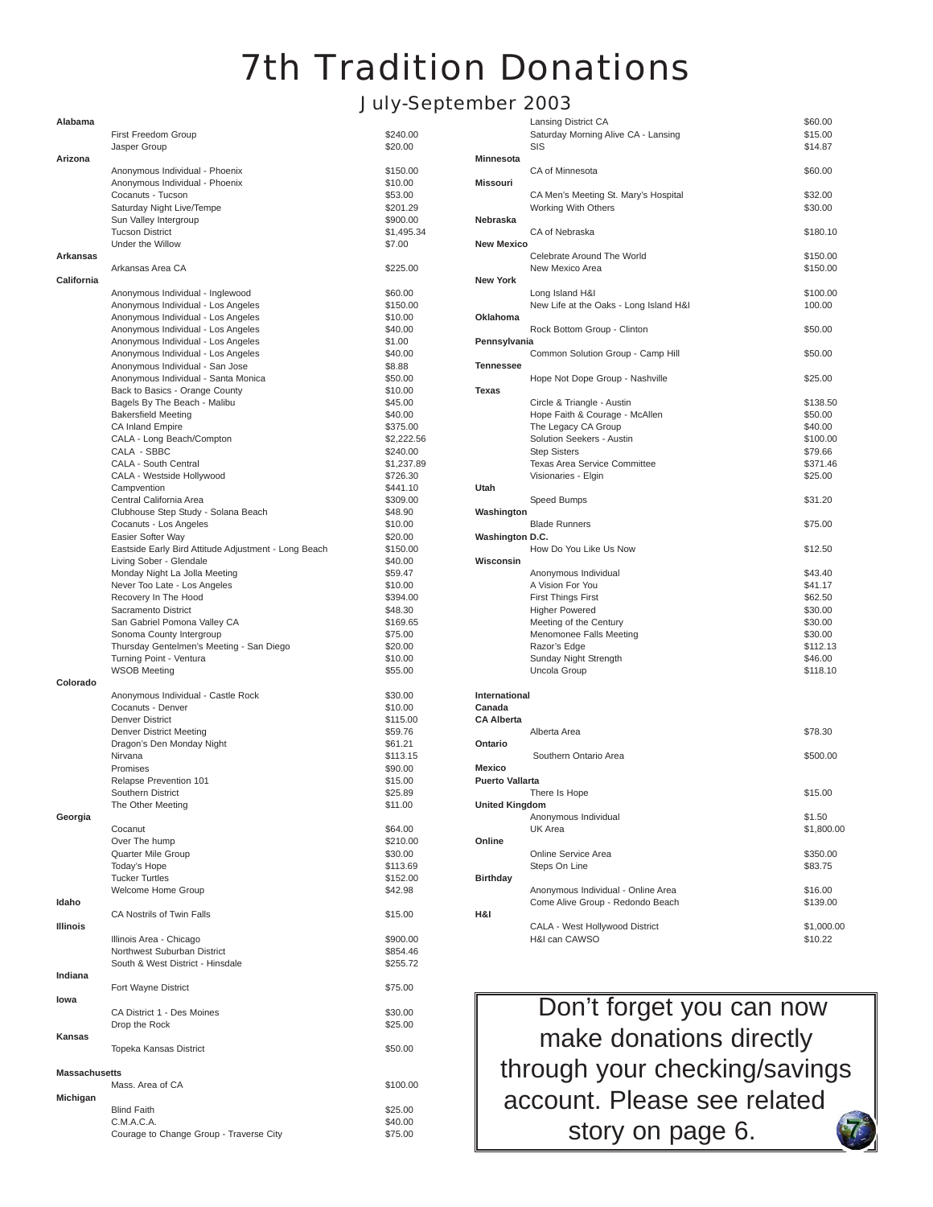# 7th Tradition Donations

## July-September 2003

**Alabama**

| | |
|---|---|
| First Freedom Group | $240.00 |
| Jasper Group | $20.00 |

**Arizona**

| | |
|---|---|
| Anonymous Individual - Phoenix | $150.00 |
| Anonymous Individual - Phoenix | $10.00 |
| Cocanuts - Tucson | $53.00 |
| Saturday Night Live/Tempe | $201.29 |
| Sun Valley Intergroup | $900.00 |
| Tucson District | $1,495.34 |
| Under the Willow | $7.00 |

**Arkansas**

| | |
|---|---|
| Arkansas Area CA | $225.00 |

**California**

| | |
|---|---|
| Anonymous Individual - Inglewood | $60.00 |
| Anonymous Individual - Los Angeles | $150.00 |
| Anonymous Individual - Los Angeles | $10.00 |
| Anonymous Individual - Los Angeles | $40.00 |
| Anonymous Individual - Los Angeles | $1.00 |
| Anonymous Individual - Los Angeles | $40.00 |
| Anonymous Individual - San Jose | $8.88 |
| Anonymous Individual - Santa Monica | $50.00 |
| Back to Basics - Orange County | $10.00 |
| Bagels By The Beach - Malibu | $45.00 |
| Bakersfield Meeting | $40.00 |
| CA Inland Empire | $375.00 |
| CALA - Long Beach/Compton | $2,222.56 |
| CALA - SBBC | $240.00 |
| CALA - South Central | $1,237.89 |
| CALA - Westside Hollywood | $726.30 |
| Campvention | $441.10 |
| Central California Area | $309.00 |
| Clubhouse Step Study - Solana Beach | $48.90 |
| Cocanuts - Los Angeles | $10.00 |
| Easier Softer Way | $20.00 |
| Eastside Early Bird Attitude Adjustment - Long Beach | $150.00 |
| Living Sober - Glendale | $40.00 |
| Monday Night La Jolla Meeting | $59.47 |
| Never Too Late - Los Angeles | $10.00 |
| Recovery In The Hood | $394.00 |
| Sacramento District | $48.30 |
| San Gabriel Pomona Valley CA | $169.65 |
| Sonoma County Intergroup | $75.00 |
| Thursday Gentelmen's Meeting - San Diego | $20.00 |
| Turning Point - Ventura | $10.00 |
| WSOB Meeting | $55.00 |

**Colorado**

| | |
|---|---|
| Anonymous Individual - Castle Rock | $30.00 |
| Cocanuts - Denver | $10.00 |
| Denver District | $115.00 |
| Denver District Meeting | $59.76 |
| Dragon's Den Monday Night | $61.21 |
| Nirvana | $113.15 |
| Promises | $90.00 |
| Relapse Prevention 101 | $15.00 |
| Southern District | $25.89 |
| The Other Meeting | $11.00 |

**Georgia**

| | |
|---|---|
| Cocanut | $64.00 |
| Over The hump | $210.00 |
| Quarter Mile Group | $30.00 |
| Today's Hope | $113.69 |
| Tucker Turtles | $152.00 |
| Welcome Home Group | $42.98 |

**Idaho**

| | |
|---|---|
| CA Nostrils of Twin Falls | $15.00 |

**Illinois**

| | |
|---|---|
| Illinois Area - Chicago | $900.00 |
| Northwest Suburban District | $854.46 |
| South & West District - Hinsdale | $255.72 |

**Indiana**

| | |
|---|---|
| Fort Wayne District | $75.00 |

**Iowa**

| | |
|---|---|
| CA District 1 - Des Moines | $30.00 |
| Drop the Rock | $25.00 |

**Kansas**

| | |
|---|---|
| Topeka Kansas District | $50.00 |

**Massachusetts**

| | |
|---|---|
| Mass. Area of CA | $100.00 |

**Michigan**

| | |
|---|---|
| Blind Faith | $25.00 |
| C.M.A.C.A. | $40.00 |
| Courage to Change Group - Traverse City | $75.00 |
| Lansing District CA | $60.00 |
| Saturday Morning Alive CA - Lansing | $15.00 |
| SIS | $14.87 |

**Minnesota**

| | |
|---|---|
| CA of Minnesota | $60.00 |

**Missouri**

| | |
|---|---|
| CA Men's Meeting St. Mary's Hospital | $32.00 |
| Working With Others | $30.00 |

**Nebraska**

| | |
|---|---|
| CA of Nebraska | $180.10 |

**New Mexico**

| | |
|---|---|
| Celebrate Around The World | $150.00 |
| New Mexico Area | $150.00 |

**New York**

| | |
|---|---|
| Long Island H&I | $100.00 |
| New Life at the Oaks - Long Island H&I | 100.00 |

**Oklahoma**

| | |
|---|---|
| Rock Bottom Group - Clinton | $50.00 |

**Pennsylvania**

| | |
|---|---|
| Common Solution Group - Camp Hill | $50.00 |

**Tennessee**

| | |
|---|---|
| Hope Not Dope Group - Nashville | $25.00 |

**Texas**

| | |
|---|---|
| Circle & Triangle - Austin | $138.50 |
| Hope Faith & Courage - McAllen | $50.00 |
| The Legacy CA Group | $40.00 |
| Solution Seekers - Austin | $100.00 |
| Step Sisters | $79.66 |
| Texas Area Service Committee | $371.46 |
| Visionaries - Elgin | $25.00 |

**Utah**

| | |
|---|---|
| Speed Bumps | $31.20 |

**Washington**

| | |
|---|---|
| Blade Runners | $75.00 |

**Washington D.C.**

| | |
|---|---|
| How Do You Like Us Now | $12.50 |

**Wisconsin**

| | |
|---|---|
| Anonymous Individual | $43.40 |
| A Vision For You | $41.17 |
| First Things First | $62.50 |
| Higher Powered | $30.00 |
| Meeting of the Century | $30.00 |
| Menomonee Falls Meeting | $30.00 |
| Razor's Edge | $112.13 |
| Sunday Night Strength | $46.00 |
| Uncola Group | $118.10 |

**International**

**Canada**

**CA Alberta**

| | |
|---|---|
| Alberta Area | $78.30 |

**Ontario**

| | |
|---|---|
| Southern Ontario Area | $500.00 |

**Mexico**

**Puerto Vallarta**

| | |
|---|---|
| There Is Hope | $15.00 |

**United Kingdom**

| | |
|---|---|
| Anonymous Individual | $1.50 |
| UK Area | $1,800.00 |

**Online**

| | |
|---|---|
| Online Service Area | $350.00 |
| Steps On Line | $83.75 |

**Birthday**

| | |
|---|---|
| Anonymous Individual - Online Area | $16.00 |
| Come Alive Group - Redondo Beach | $139.00 |

**H&I**

| | |
|---|---|
| CALA - West Hollywood District | $1,000.00 |
| H&I can CAWSO | $10.22 |

Don't forget you can now make donations directly through your checking/savings account. Please see related story on page 6.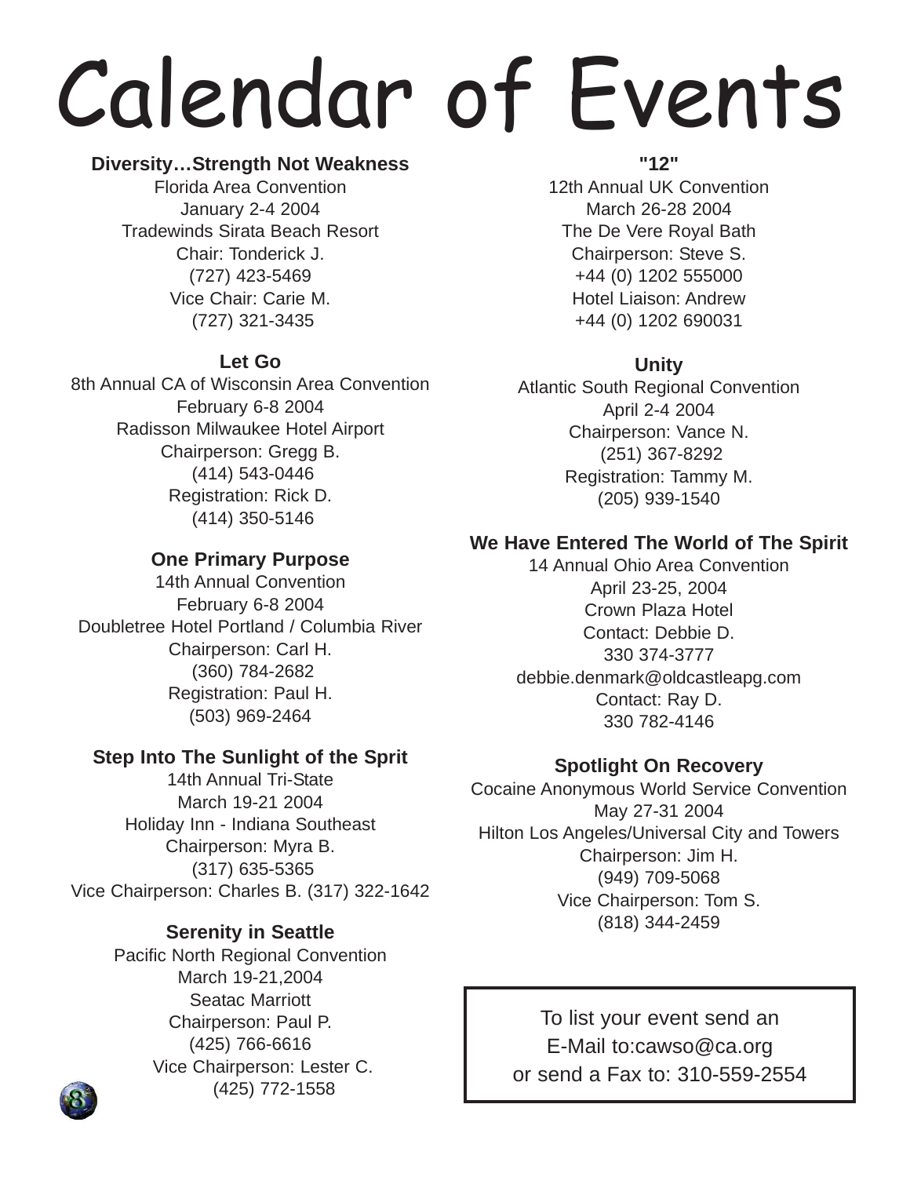# Calendar of Events

**Diversity…Strength Not Weakness**
Florida Area Convention
January 2-4 2004
Tradewinds Sirata Beach Resort
Chair: Tonderick J.
(727) 423-5469
Vice Chair: Carie M.
(727) 321-3435

**Let Go**
8th Annual CA of Wisconsin Area Convention
February 6-8 2004
Radisson Milwaukee Hotel Airport
Chairperson: Gregg B.
(414) 543-0446
Registration: Rick D.
(414) 350-5146

**One Primary Purpose**
14th Annual Convention
February 6-8 2004
Doubletree Hotel Portland / Columbia River
Chairperson: Carl H.
(360) 784-2682
Registration: Paul H.
(503) 969-2464

**Step Into The Sunlight of the Sprit**
14th Annual Tri-State
March 19-21 2004
Holiday Inn - Indiana Southeast
Chairperson: Myra B.
(317) 635-5365
Vice Chairperson: Charles B. (317) 322-1642

**Serenity in Seattle**
Pacific North Regional Convention
March 19-21,2004
Seatac Marriott
Chairperson: Paul P.
(425) 766-6616
Vice Chairperson: Lester C.
(425) 772-1558

**"12"**
12th Annual UK Convention
March 26-28 2004
The De Vere Royal Bath
Chairperson: Steve S.
+44 (0) 1202 555000
Hotel Liaison: Andrew
+44 (0) 1202 690031

**Unity**
Atlantic South Regional Convention
April 2-4 2004
Chairperson: Vance N.
(251) 367-8292
Registration: Tammy M.
(205) 939-1540

**We Have Entered The World of The Spirit**
14 Annual Ohio Area Convention
April 23-25, 2004
Crown Plaza Hotel
Contact: Debbie D.
330 374-3777
debbie.denmark@oldcastleapg.com
Contact: Ray D.
330 782-4146

**Spotlight On Recovery**
Cocaine Anonymous World Service Convention
May 27-31 2004
Hilton Los Angeles/Universal City and Towers
Chairperson: Jim H.
(949) 709-5068
Vice Chairperson: Tom S.
(818) 344-2459

To list your event send an
E-Mail to:cawso@ca.org
or send a Fax to: 310-559-2554